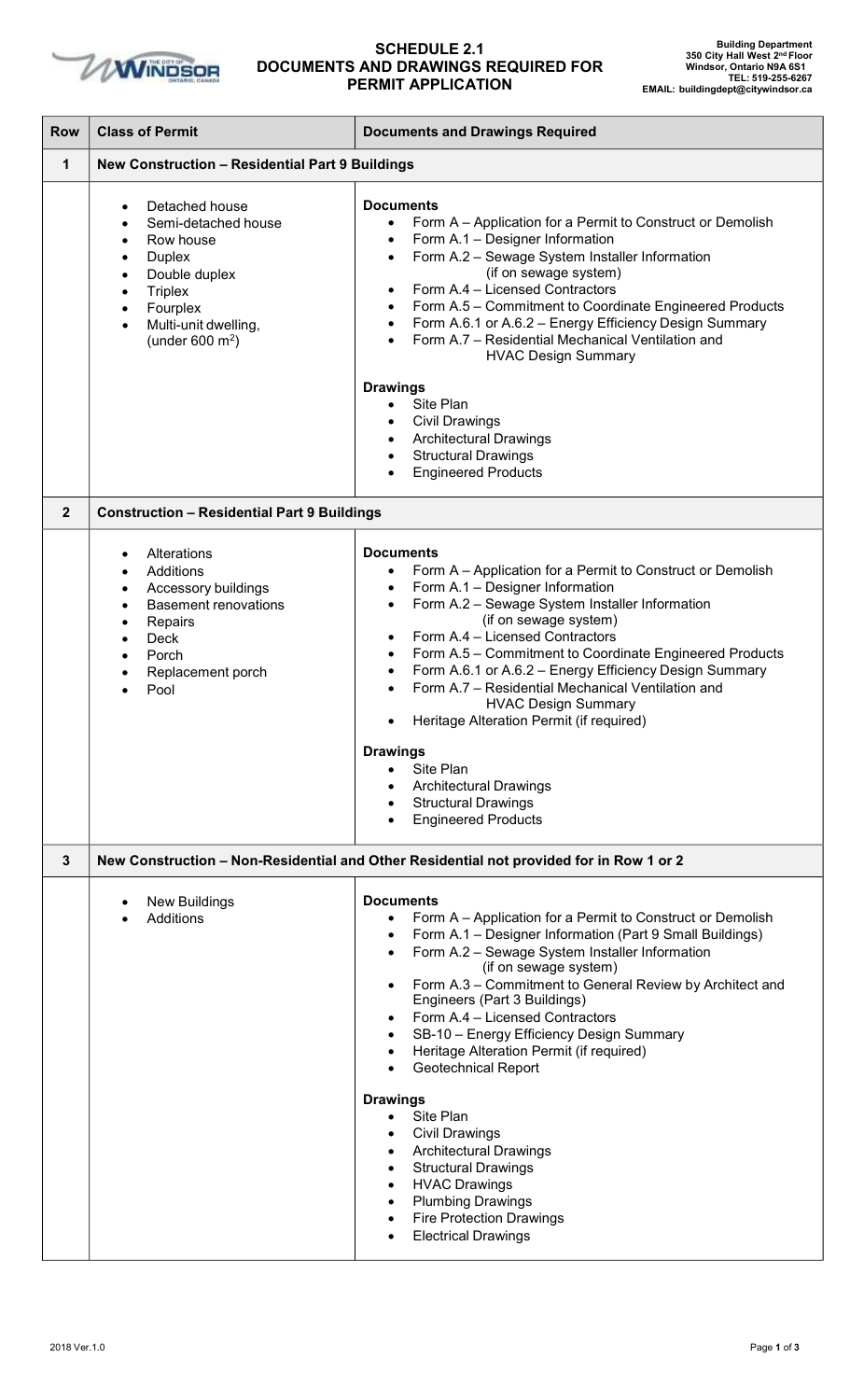# SCHEDULE 2.1
# DOCUMENTS AND DRAWINGS REQUIRED FOR PERMIT APPLICATION

**Building Department**
**350 City Hall West 2nd Floor**
**Windsor, Ontario N9A 6S1**
**TEL: 519-255-6267**
**EMAIL: buildingdept@citywindsor.ca**

| Row | Class of Permit | Documents and Drawings Required |
|---|---|---|
| **1** | **New Construction – Residential Part 9 Buildings** | |
| | • Detached house<br>• Semi-detached house<br>• Row house<br>• Duplex<br>• Double duplex<br>• Triplex<br>• Fourplex<br>• Multi-unit dwelling, (under 600 $m^2$) | **Documents**<br>• Form A – Application for a Permit to Construct or Demolish<br>• Form A.1 – Designer Information<br>• Form A.2 – Sewage System Installer Information (if on sewage system)<br>• Form A.4 – Licensed Contractors<br>• Form A.5 – Commitment to Coordinate Engineered Products<br>• Form A.6.1 or A.6.2 – Energy Efficiency Design Summary<br>• Form A.7 – Residential Mechanical Ventilation and HVAC Design Summary<br><br>**Drawings**<br>• Site Plan<br>• Civil Drawings<br>• Architectural Drawings<br>• Structural Drawings<br>• Engineered Products |
| **2** | **Construction – Residential Part 9 Buildings** | |
| | • Alterations<br>• Additions<br>• Accessory buildings<br>• Basement renovations<br>• Repairs<br>• Deck<br>• Porch<br>• Replacement porch<br>• Pool | **Documents**<br>• Form A – Application for a Permit to Construct or Demolish<br>• Form A.1 – Designer Information<br>• Form A.2 – Sewage System Installer Information (if on sewage system)<br>• Form A.4 – Licensed Contractors<br>• Form A.5 – Commitment to Coordinate Engineered Products<br>• Form A.6.1 or A.6.2 – Energy Efficiency Design Summary<br>• Form A.7 – Residential Mechanical Ventilation and HVAC Design Summary<br>• Heritage Alteration Permit (if required)<br><br>**Drawings**<br>• Site Plan<br>• Architectural Drawings<br>• Structural Drawings<br>• Engineered Products |
| **3** | **New Construction – Non-Residential and Other Residential not provided for in Row 1 or 2** | |
| | • New Buildings<br>• Additions | **Documents**<br>• Form A – Application for a Permit to Construct or Demolish<br>• Form A.1 – Designer Information (Part 9 Small Buildings)<br>• Form A.2 – Sewage System Installer Information (if on sewage system)<br>• Form A.3 – Commitment to General Review by Architect and Engineers (Part 3 Buildings)<br>• Form A.4 – Licensed Contractors<br>• SB-10 – Energy Efficiency Design Summary<br>• Heritage Alteration Permit (if required)<br>• Geotechnical Report<br><br>**Drawings**<br>• Site Plan<br>• Civil Drawings<br>• Architectural Drawings<br>• Structural Drawings<br>• HVAC Drawings<br>• Plumbing Drawings<br>• Fire Protection Drawings<br>• Electrical Drawings |

2018 Ver.1.0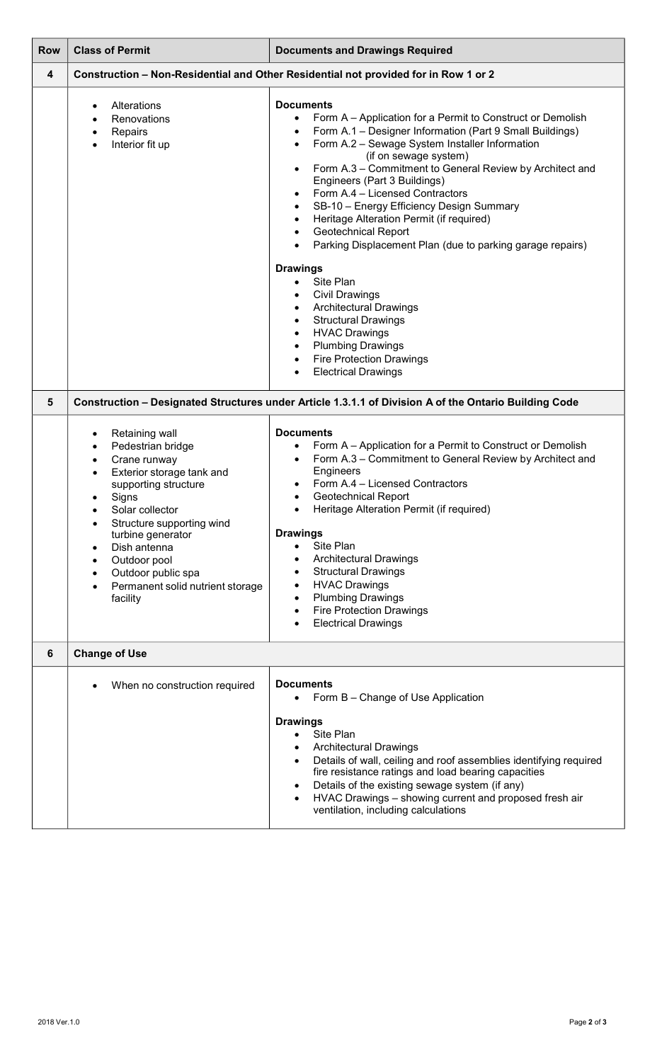| Row | Class of Permit | Documents and Drawings Required |
|---|---|---|
| **4** | **Construction – Non-Residential and Other Residential not provided for in Row 1 or 2** | |
| | • Alterations<br>• Renovations<br>• Repairs<br>• Interior fit up | **Documents**<br>• Form A – Application for a Permit to Construct or Demolish<br>• Form A.1 – Designer Information (Part 9 Small Buildings)<br>• Form A.2 – Sewage System Installer Information (if on sewage system)<br>• Form A.3 – Commitment to General Review by Architect and Engineers (Part 3 Buildings)<br>• Form A.4 – Licensed Contractors<br>• SB-10 – Energy Efficiency Design Summary<br>• Heritage Alteration Permit (if required)<br>• Geotechnical Report<br>• Parking Displacement Plan (due to parking garage repairs)<br><br>**Drawings**<br>• Site Plan<br>• Civil Drawings<br>• Architectural Drawings<br>• Structural Drawings<br>• HVAC Drawings<br>• Plumbing Drawings<br>• Fire Protection Drawings<br>• Electrical Drawings |
| **5** | **Construction – Designated Structures under Article 1.3.1.1 of Division A of the Ontario Building Code** | |
| | • Retaining wall<br>• Pedestrian bridge<br>• Crane runway<br>• Exterior storage tank and supporting structure<br>• Signs<br>• Solar collector<br>• Structure supporting wind turbine generator<br>• Dish antenna<br>• Outdoor pool<br>• Outdoor public spa<br>• Permanent solid nutrient storage facility | **Documents**<br>• Form A – Application for a Permit to Construct or Demolish<br>• Form A.3 – Commitment to General Review by Architect and Engineers<br>• Form A.4 – Licensed Contractors<br>• Geotechnical Report<br>• Heritage Alteration Permit (if required)<br><br>**Drawings**<br>• Site Plan<br>• Architectural Drawings<br>• Structural Drawings<br>• HVAC Drawings<br>• Plumbing Drawings<br>• Fire Protection Drawings<br>• Electrical Drawings |
| **6** | **Change of Use** | |
| | • When no construction required | **Documents**<br>• Form B – Change of Use Application<br><br>**Drawings**<br>• Site Plan<br>• Architectural Drawings<br>• Details of wall, ceiling and roof assemblies identifying required fire resistance ratings and load bearing capacities<br>• Details of the existing sewage system (if any)<br>• HVAC Drawings – showing current and proposed fresh air ventilation, including calculations |

2018 Ver.1.0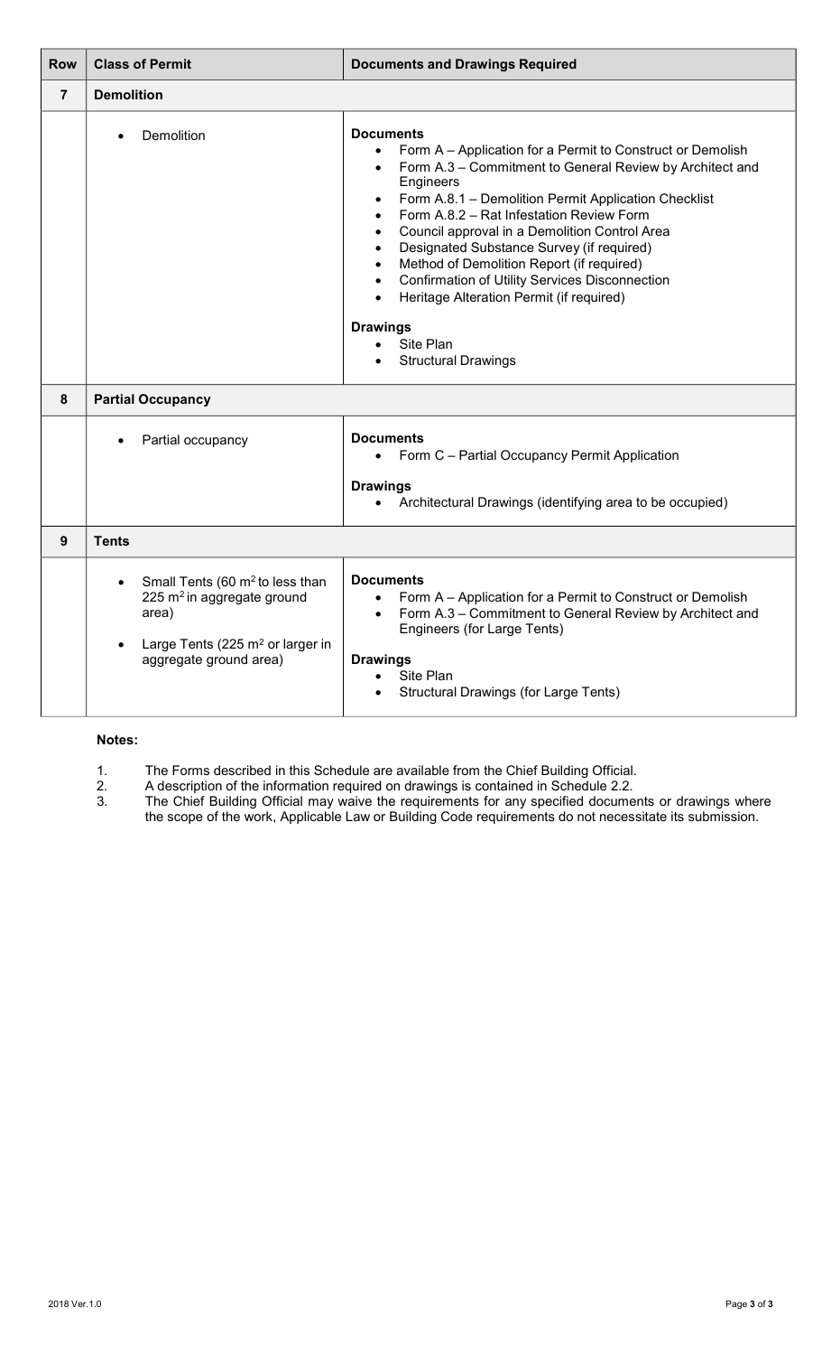| Row | Class of Permit | Documents and Drawings Required |
|---|---|---|
| **7** | **Demolition** | |
| | • Demolition | **Documents**<br>• Form A – Application for a Permit to Construct or Demolish<br>• Form A.3 – Commitment to General Review by Architect and Engineers<br>• Form A.8.1 – Demolition Permit Application Checklist<br>• Form A.8.2 – Rat Infestation Review Form<br>• Council approval in a Demolition Control Area<br>• Designated Substance Survey (if required)<br>• Method of Demolition Report (if required)<br>• Confirmation of Utility Services Disconnection<br>• Heritage Alteration Permit (if required)<br><br>**Drawings**<br>• Site Plan<br>• Structural Drawings |
| **8** | **Partial Occupancy** | |
| | • Partial occupancy | **Documents**<br>• Form C – Partial Occupancy Permit Application<br><br>**Drawings**<br>• Architectural Drawings (identifying area to be occupied) |
| **9** | **Tents** | |
| | • Small Tents (60 $m^2$ to less than 225 $m^2$ in aggregate ground area)<br>• Large Tents (225 $m^2$ or larger in aggregate ground area) | **Documents**<br>• Form A – Application for a Permit to Construct or Demolish<br>• Form A.3 – Commitment to General Review by Architect and Engineers (for Large Tents)<br><br>**Drawings**<br>• Site Plan<br>• Structural Drawings (for Large Tents) |

**Notes:**

1. The Forms described in this Schedule are available from the Chief Building Official.
2. A description of the information required on drawings is contained in Schedule 2.2.
3. The Chief Building Official may waive the requirements for any specified documents or drawings where the scope of the work, Applicable Law or Building Code requirements do not necessitate its submission.